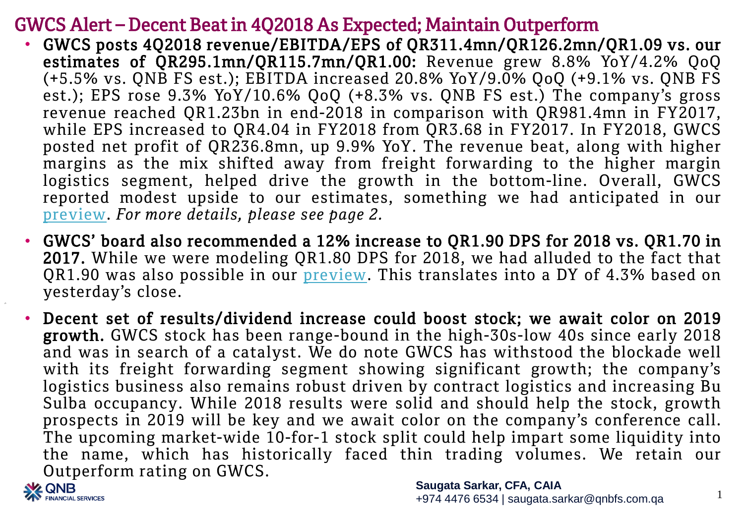# GWCS Alert – Decent Beat in 4Q2018 As Expected; Maintain Outperform

- **GWCS posts 4Q2018 revenue/EBITDA/EPS of QR311.4mn/QR126.2mn/QR1.09 vs. our estimates of QR295.1mn/QR115.7mn/QR1.00:** Revenue grew 8.8% YoY/4.2% QoQ (+5.5% vs. QNB FS est.); EBITDA increased 20.8% YoY/9.0% QoQ (+9.1% vs. QNB FS est.); EPS rose 9.3% YoY/10.6% QoQ (+8.3% vs. QNB FS est.) The company's gross revenue reached QR1.23bn in end-2018 in comparison with QR981.4mn in FY2017, while EPS increased to QR4.04 in FY2018 from QR3.68 in FY2017. In FY2018, GWCS posted net profit of QR236.8mn, up 9.9% YoY. The revenue beat, along with higher margins as the mix shifted away from freight forwarding to the higher margin logistics segment, helped drive the growth in the bottom-line. Overall, GWCS reported modest upside to our estimates, something we had anticipated in our preview. *For more details, please see page 2.*

- **GWCS' board also recommended a 12% increase to QR1.90 DPS for 2018 vs. QR1.70 in 2017.** While we were modeling QR1.80 DPS for 2018, we had alluded to the fact that QR1.90 was also possible in our preview. This translates into a DY of 4.3% based on yesterday's close.

- **Decent set of results/dividend increase could boost stock; we await color on 2019 growth.** GWCS stock has been range-bound in the high-30s-low 40s since early 2018 and was in search of a catalyst. We do note GWCS has withstood the blockade well with its freight forwarding segment showing significant growth; the company's logistics business also remains robust driven by contract logistics and increasing Bu Sulba occupancy. While 2018 results were solid and should help the stock, growth prospects in 2019 will be key and we await color on the company's conference call. The upcoming market-wide 10-for-1 stock split could help impart some liquidity into the name, which has historically faced thin trading volumes. We retain our Outperform rating on GWCS.

**Saugata Sarkar, CFA, CAIA**
+974 4476 6534 | saugata.sarkar@qnbfs.com.qa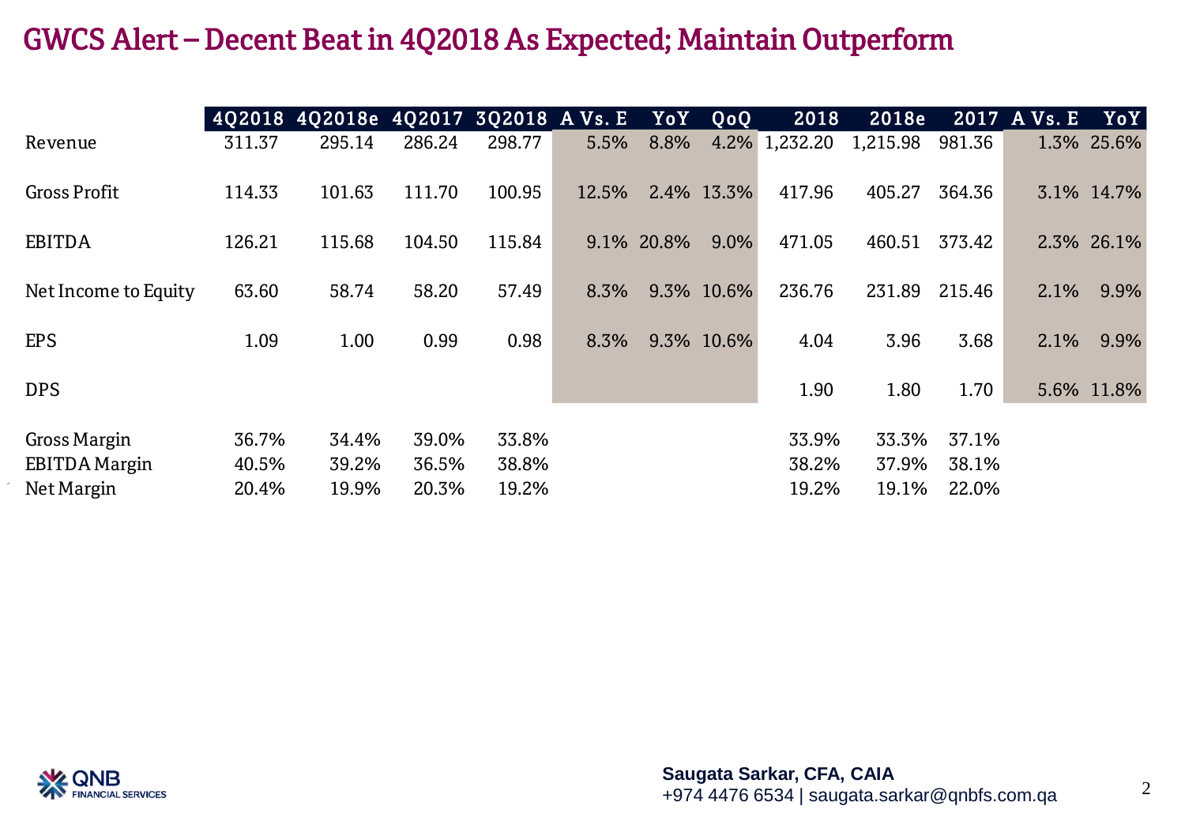# GWCS Alert – Decent Beat in 4Q2018 As Expected; Maintain Outperform

| | 4Q2018 | 4Q2018e | 4Q2017 | 3Q2018 | A Vs. E | YoY | QoQ | 2018 | 2018e | 2017 | A Vs. E | YoY |
|---|---|---|---|---|---|---|---|---|---|---|---|---|
| Revenue | 311.37 | 295.14 | 286.24 | 298.77 | 5.5% | 8.8% | 4.2% | 1,232.20 | 1,215.98 | 981.36 | 1.3% | 25.6% |
| Gross Profit | 114.33 | 101.63 | 111.70 | 100.95 | 12.5% | 2.4% | 13.3% | 417.96 | 405.27 | 364.36 | 3.1% | 14.7% |
| EBITDA | 126.21 | 115.68 | 104.50 | 115.84 | 9.1% | 20.8% | 9.0% | 471.05 | 460.51 | 373.42 | 2.3% | 26.1% |
| Net Income to Equity | 63.60 | 58.74 | 58.20 | 57.49 | 8.3% | 9.3% | 10.6% | 236.76 | 231.89 | 215.46 | 2.1% | 9.9% |
| EPS | 1.09 | 1.00 | 0.99 | 0.98 | 8.3% | 9.3% | 10.6% | 4.04 | 3.96 | 3.68 | 2.1% | 9.9% |
| DPS | | | | | | | | 1.90 | 1.80 | 1.70 | 5.6% | 11.8% |
| Gross Margin | 36.7% | 34.4% | 39.0% | 33.8% | | | | 33.9% | 33.3% | 37.1% | | |
| EBITDA Margin | 40.5% | 39.2% | 36.5% | 38.8% | | | | 38.2% | 37.9% | 38.1% | | |
| Net Margin | 20.4% | 19.9% | 20.3% | 19.2% | | | | 19.2% | 19.1% | 22.0% | | |

**Saugata Sarkar, CFA, CAIA**
+974 4476 6534 | saugata.sarkar@qnbfs.com.qa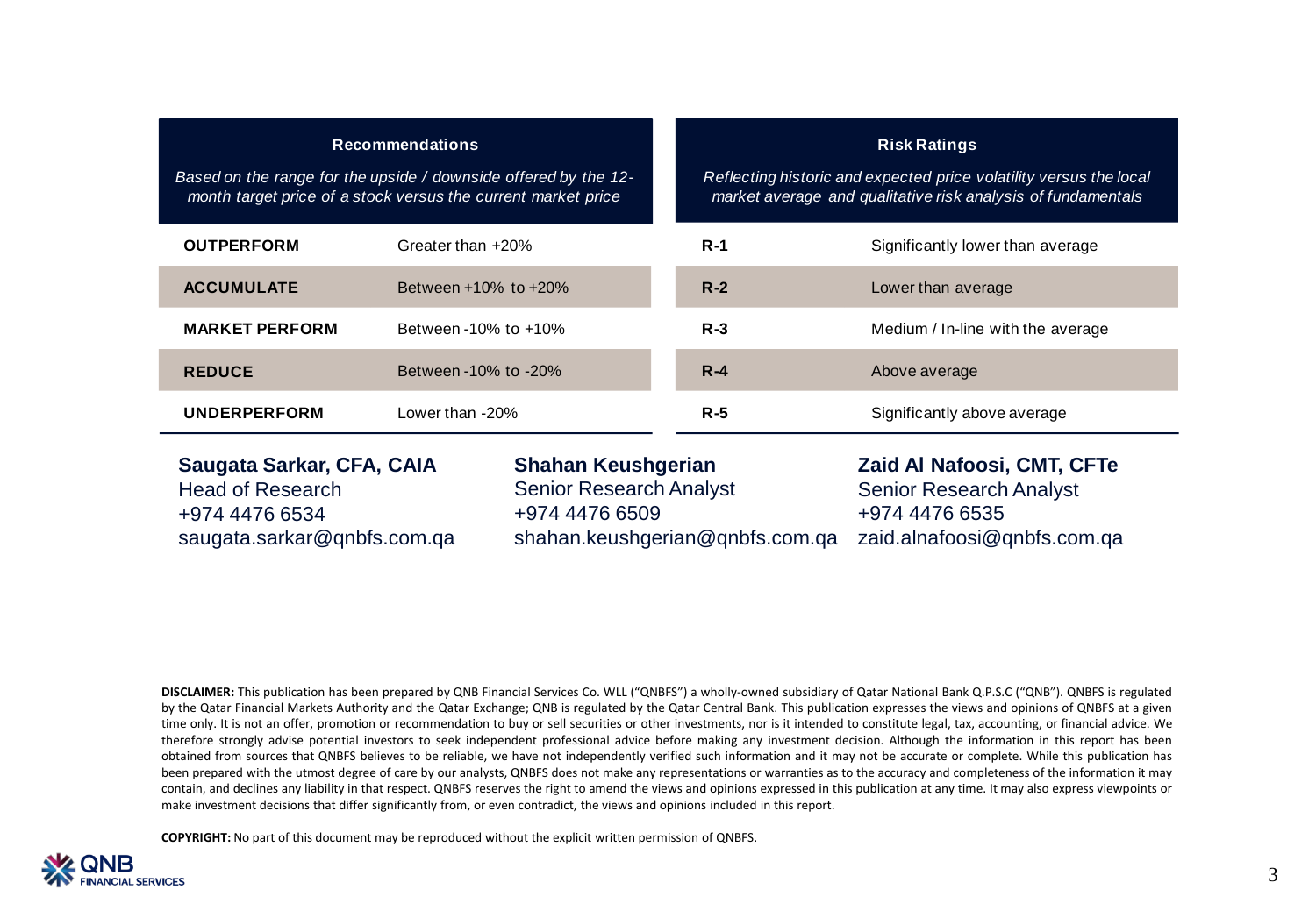| Recommendations | |
| --- | --- |
| *Based on the range for the upside / downside offered by the 12-month target price of a stock versus the current market price* | |
| **OUTPERFORM** | Greater than +20% |
| **ACCUMULATE** | Between +10% to +20% |
| **MARKET PERFORM** | Between -10% to +10% |
| **REDUCE** | Between -10% to -20% |
| **UNDERPERFORM** | Lower than -20% |

| Risk Ratings | |
| --- | --- |
| *Reflecting historic and expected price volatility versus the local market average and qualitative risk analysis of fundamentals* | |
| **R-1** | Significantly lower than average |
| **R-2** | Lower than average |
| **R-3** | Medium / In-line with the average |
| **R-4** | Above average |
| **R-5** | Significantly above average |

**Saugata Sarkar, CFA, CAIA**
Head of Research
+974 4476 6534
saugata.sarkar@qnbfs.com.qa

**Shahan Keushgerian**
Senior Research Analyst
+974 4476 6509
shahan.keushgerian@qnbfs.com.qa

**Zaid Al Nafoosi, CMT, CFTe**
Senior Research Analyst
+974 4476 6535
zaid.alnafoosi@qnbfs.com.qa

**DISCLAIMER:** This publication has been prepared by QNB Financial Services Co. WLL ("QNBFS") a wholly-owned subsidiary of Qatar National Bank Q.P.S.C ("QNB"). QNBFS is regulated by the Qatar Financial Markets Authority and the Qatar Exchange; QNB is regulated by the Qatar Central Bank. This publication expresses the views and opinions of QNBFS at a given time only. It is not an offer, promotion or recommendation to buy or sell securities or other investments, nor is it intended to constitute legal, tax, accounting, or financial advice. We therefore strongly advise potential investors to seek independent professional advice before making any investment decision. Although the information in this report has been obtained from sources that QNBFS believes to be reliable, we have not independently verified such information and it may not be accurate or complete. While this publication has been prepared with the utmost degree of care by our analysts, QNBFS does not make any representations or warranties as to the accuracy and completeness of the information it may contain, and declines any liability in that respect. QNBFS reserves the right to amend the views and opinions expressed in this publication at any time. It may also express viewpoints or make investment decisions that differ significantly from, or even contradict, the views and opinions included in this report.

**COPYRIGHT:** No part of this document may be reproduced without the explicit written permission of QNBFS.

QNB FINANCIAL SERVICES